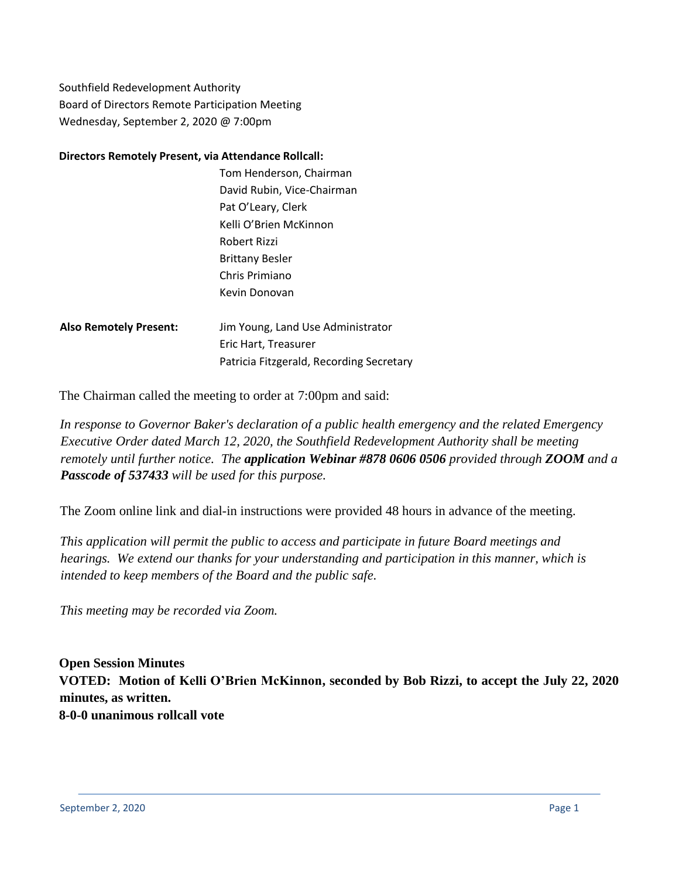Southfield Redevelopment Authority
Board of Directors Remote Participation Meeting
Wednesday, September 2, 2020 @ 7:00pm

**Directors Remotely Present, via Attendance Rollcall:**

Tom Henderson, Chairman
David Rubin, Vice-Chairman
Pat O'Leary, Clerk
Kelli O'Brien McKinnon
Robert Rizzi
Brittany Besler
Chris Primiano
Kevin Donovan

**Also Remotely Present:**

Jim Young, Land Use Administrator
Eric Hart, Treasurer
Patricia Fitzgerald, Recording Secretary

The Chairman called the meeting to order at 7:00pm and said:

*In response to Governor Baker's declaration of a public health emergency and the related Emergency Executive Order dated March 12, 2020, the Southfield Redevelopment Authority shall be meeting remotely until further notice. The **application Webinar #878 0606 0506** provided through **ZOOM** and a **Passcode of 537433** will be used for this purpose.*

The Zoom online link and dial-in instructions were provided 48 hours in advance of the meeting.

*This application will permit the public to access and participate in future Board meetings and hearings. We extend our thanks for your understanding and participation in this manner, which is intended to keep members of the Board and the public safe.*

*This meeting may be recorded via Zoom.*

**Open Session Minutes**
**VOTED: Motion of Kelli O'Brien McKinnon, seconded by Bob Rizzi, to accept the July 22, 2020 minutes, as written.**
**8-0-0 unanimous rollcall vote**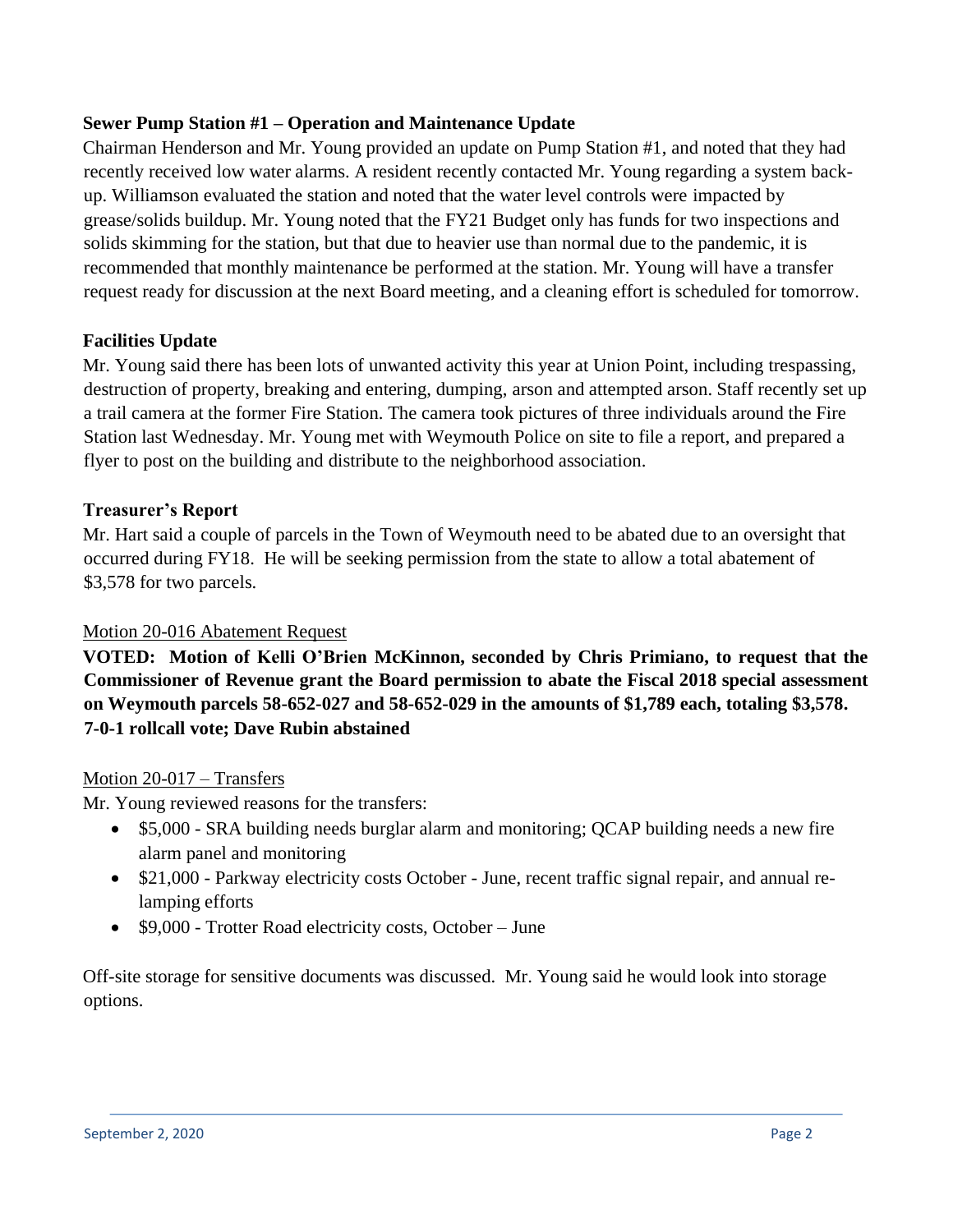### Sewer Pump Station #1 – Operation and Maintenance Update

Chairman Henderson and Mr. Young provided an update on Pump Station #1, and noted that they had recently received low water alarms. A resident recently contacted Mr. Young regarding a system back-up. Williamson evaluated the station and noted that the water level controls were impacted by grease/solids buildup. Mr. Young noted that the FY21 Budget only has funds for two inspections and solids skimming for the station, but that due to heavier use than normal due to the pandemic, it is recommended that monthly maintenance be performed at the station. Mr. Young will have a transfer request ready for discussion at the next Board meeting, and a cleaning effort is scheduled for tomorrow.

### Facilities Update

Mr. Young said there has been lots of unwanted activity this year at Union Point, including trespassing, destruction of property, breaking and entering, dumping, arson and attempted arson. Staff recently set up a trail camera at the former Fire Station. The camera took pictures of three individuals around the Fire Station last Wednesday. Mr. Young met with Weymouth Police on site to file a report, and prepared a flyer to post on the building and distribute to the neighborhood association.

### Treasurer's Report

Mr. Hart said a couple of parcels in the Town of Weymouth need to be abated due to an oversight that occurred during FY18. He will be seeking permission from the state to allow a total abatement of $3,578 for two parcels.

<u>Motion 20-016 Abatement Request</u>

**VOTED: Motion of Kelli O'Brien McKinnon, seconded by Chris Primiano, to request that the Commissioner of Revenue grant the Board permission to abate the Fiscal 2018 special assessment on Weymouth parcels 58-652-027 and 58-652-029 in the amounts of $1,789 each, totaling $3,578. 7-0-1 rollcall vote; Dave Rubin abstained**

<u>Motion 20-017 – Transfers</u>

Mr. Young reviewed reasons for the transfers:

- $5,000 - SRA building needs burglar alarm and monitoring; QCAP building needs a new fire alarm panel and monitoring
- $21,000 - Parkway electricity costs October - June, recent traffic signal repair, and annual re-lamping efforts
- $9,000 - Trotter Road electricity costs, October – June

Off-site storage for sensitive documents was discussed. Mr. Young said he would look into storage options.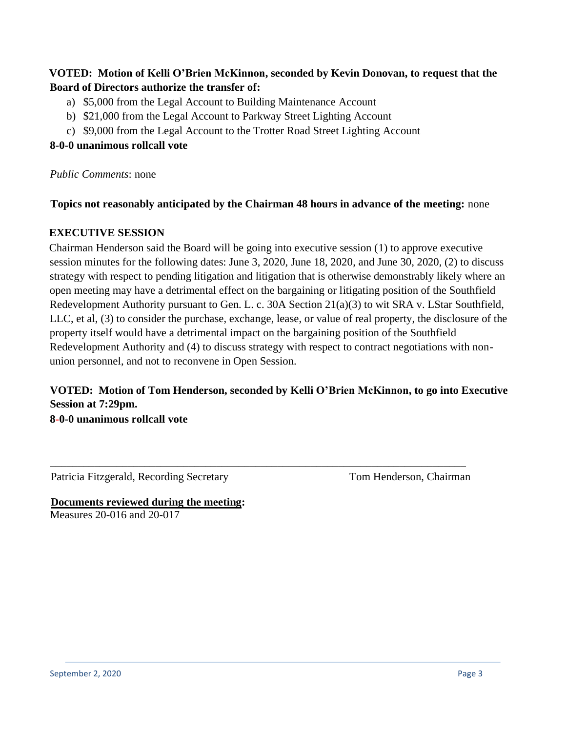**VOTED: Motion of Kelli O'Brien McKinnon, seconded by Kevin Donovan, to request that the Board of Directors authorize the transfer of:**

a) $5,000 from the Legal Account to Building Maintenance Account
b) $21,000 from the Legal Account to Parkway Street Lighting Account
c) $9,000 from the Legal Account to the Trotter Road Street Lighting Account

**8-0-0 unanimous rollcall vote**

*Public Comments*: none

**Topics not reasonably anticipated by the Chairman 48 hours in advance of the meeting:** none

**EXECUTIVE SESSION**

Chairman Henderson said the Board will be going into executive session (1) to approve executive session minutes for the following dates: June 3, 2020, June 18, 2020, and June 30, 2020, (2) to discuss strategy with respect to pending litigation and litigation that is otherwise demonstrably likely where an open meeting may have a detrimental effect on the bargaining or litigating position of the Southfield Redevelopment Authority pursuant to Gen. L. c. 30A Section 21(a)(3) to wit SRA v. LStar Southfield, LLC, et al, (3) to consider the purchase, exchange, lease, or value of real property, the disclosure of the property itself would have a detrimental impact on the bargaining position of the Southfield Redevelopment Authority and (4) to discuss strategy with respect to contract negotiations with non-union personnel, and not to reconvene in Open Session.

**VOTED: Motion of Tom Henderson, seconded by Kelli O'Brien McKinnon, to go into Executive Session at 7:29pm.**
**8-0-0 unanimous rollcall vote**

Patricia Fitzgerald, Recording Secretary　　　　Tom Henderson, Chairman

**Documents reviewed during the meeting:**
Measures 20-016 and 20-017